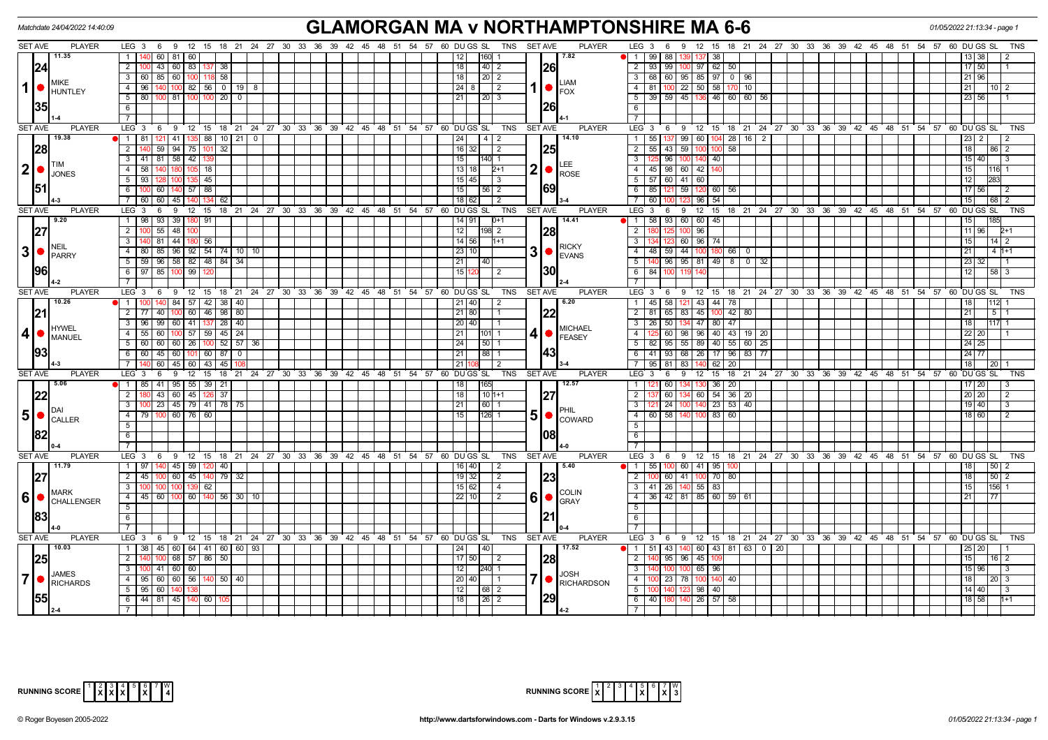# GLAMORGAN MA v NORTHAMPTONSHIRE MA 6-6

Matchdate 24/04/2022 14:40:09

## Set 1

| SET AVE | PLAYER | LEG | Scores | DU | GS | SL | TNS |
|---|---|---|---|---|---|---|---|
| 11.35 | MIKE HUNTLEY | 1 | 140 60 81 60 | 12 | | 160 | 1 |
| 24 | | 2 | 100 43 60 83 137 38 | 18 | | 40 | 2 |
| | | 3 | 60 85 60 100 118 58 | 18 | | 20 | 2 |
| | | 4 | 96 140 100 82 56 0 19 8 | 24 | 8 | | 2 |
| 35 | | 5 | 80 100 81 100 100 20 0 | 21 | | 20 | 3 |
| 1-4 | | | | | | | |

| SET AVE | PLAYER | LEG | Scores | DU | GS | SL | TNS |
|---|---|---|---|---|---|---|---|
| 7.82 | LIAM FOX | 1 | 99 88 139 137 38 | | 13 | 38 | 2 |
| 26 | | 2 | 93 99 100 97 62 50 | | 17 | 50 | 1 |
| | | 3 | 68 60 95 85 97 0 96 | | 21 | 96 | |
| | | 4 | 81 100 22 50 58 170 10 | | 21 | | 10 2 |
| 26 | | 5 | 39 59 45 136 46 60 60 56 | | 23 | 56 | 1 |
| 4-1 | | | | | | | |

## Set 2

| SET AVE | PLAYER | LEG | Scores | DU | GS | SL | TNS |
|---|---|---|---|---|---|---|---|
| 19.38 | TIM JONES | 1 | 81 121 41 135 88 10 21 0 | 24 | | 4 | 2 |
| 28 | | 2 | 140 59 94 75 101 32 | 16 | 32 | | 2 |
| | | 3 | 41 81 58 42 139 | 15 | | 140 | 1 |
| | | 4 | 58 140 180 105 18 | 13 | 18 | | 2+1 |
| 51 | | 5 | 93 128 100 135 45 | 15 | 45 | | 3 |
| | | 6 | 100 60 140 57 88 | 15 | | 56 | 2 |
| 4-3 | | 7 | 60 60 45 140 134 62 | 18 | 62 | | 2 |

| SET AVE | PLAYER | LEG | Scores | DU | GS | SL | TNS |
|---|---|---|---|---|---|---|---|
| 14.10 | LEE ROSE | 1 | 55 137 99 60 104 28 16 2 | | 23 | 2 | 2 |
| 25 | | 2 | 55 43 59 100 100 58 | | 18 | | 86 2 |
| | | 3 | 125 96 100 140 40 | | 15 | 40 | 3 |
| | | 4 | 45 98 60 42 140 | | 15 | | 116 1 |
| 69 | | 5 | 57 60 41 60 | | 12 | | 283 |
| | | 6 | 85 121 59 120 60 56 | | 17 | 56 | 2 |
| 3-4 | | 7 | 60 100 123 96 54 | | 15 | | 68 2 |

## Set 3

| SET AVE | PLAYER | LEG | Scores | DU | GS | SL | TNS |
|---|---|---|---|---|---|---|---|
| 9.20 | NEIL PARRY | 1 | 98 93 39 180 91 | 14 | 91 | | 0+1 |
| 27 | | 2 | 100 55 48 100 | 12 | | 198 | 2 |
| | | 3 | 140 81 44 180 56 | 14 | 56 | | 1+1 |
| | | 4 | 80 85 96 92 54 74 10 10 | 23 | 10 | | |
| 96 | | 5 | 59 96 58 82 48 84 34 | 21 | | 40 | |
| 4-2 | | 6 | 97 85 100 99 120 | 15 | 120 | | 2 |

| SET AVE | PLAYER | LEG | Scores | DU | GS | SL | TNS |
|---|---|---|---|---|---|---|---|
| 14.41 | RICKY EVANS | 1 | 58 93 60 60 45 | | 15 | | 185 |
| 28 | | 2 | 180 125 100 96 | | 11 | 96 | 2+1 |
| | | 3 | 134 123 60 96 74 | | 15 | | 14 2 |
| | | 4 | 48 59 44 100 180 66 0 | | 21 | | 4 1+1 |
| 30 | | 5 | 140 96 95 81 49 8 0 32 | | 23 | 32 | 1 |
| 2-4 | | 6 | 84 100 119 140 | | 12 | | 58 3 |

## Set 4

| SET AVE | PLAYER | LEG | Scores | DU | GS | SL | TNS |
|---|---|---|---|---|---|---|---|
| 10.26 | HYWEL MANUEL | 1 | 100 140 84 57 42 38 40 | 21 | 40 | | 2 |
| 21 | | 2 | 77 40 100 60 46 98 80 | 21 | 80 | | 1 |
| | | 3 | 96 99 60 41 137 28 40 | 20 | 40 | | 1 |
| | | 4 | 55 60 100 57 59 45 24 | 21 | | 101 | 1 |
| 93 | | 5 | 60 60 60 26 100 52 57 36 | 24 | | 50 | 1 |
| | | 6 | 60 45 60 101 60 87 0 | 21 | | 88 | 1 |
| 4-3 | | 7 | 140 60 45 60 43 45 108 | 21 | 108 | | 2 |

| SET AVE | PLAYER | LEG | Scores | DU | GS | SL | TNS |
|---|---|---|---|---|---|---|---|
| 6.20 | MICHAEL FEASEY | 1 | 45 58 121 43 44 78 | | 18 | | 112 1 |
| 22 | | 2 | 81 65 83 45 100 42 80 | | 21 | | 5 1 |
| | | 3 | 26 50 134 47 80 47 | | 18 | | 117 1 |
| | | 4 | 125 60 98 96 40 43 19 20 | | 22 | 20 | 1 |
| 43 | | 5 | 82 95 55 89 40 55 60 25 | | 24 | 25 | |
| | | 6 | 41 93 68 26 17 96 83 77 | | 24 | 77 | |
| 3-4 | | 7 | 95 81 83 140 62 20 | | 18 | | 20 1 |

## Set 5

| SET AVE | PLAYER | LEG | Scores | DU | GS | SL | TNS |
|---|---|---|---|---|---|---|---|
| 5.06 | DAI CALLER | 1 | 85 41 95 55 39 21 | 18 | | 165 | |
| 22 | | 2 | 180 43 60 45 126 37 | 18 | | 10 | 1+1 |
| | | 3 | 100 23 45 79 41 78 75 | 21 | | 60 | 1 |
| 82 | | 4 | 79 100 60 76 60 | 15 | | 126 | 1 |
| 0-4 | | | | | | | |

| SET AVE | PLAYER | LEG | Scores | DU | GS | SL | TNS |
|---|---|---|---|---|---|---|---|
| 12.57 | PHIL COWARD | 1 | 121 60 134 130 36 20 | | 17 | 20 | 3 |
| 27 | | 2 | 137 60 134 60 54 36 20 | | 20 | 20 | 2 |
| | | 3 | 121 24 100 140 23 53 40 | | 19 | 40 | 3 |
| 108 | | 4 | 60 58 140 100 83 60 | | 18 | 60 | 2 |
| 4-0 | | | | | | | |

## Set 6

| SET AVE | PLAYER | LEG | Scores | DU | GS | SL | TNS |
|---|---|---|---|---|---|---|---|
| 11.79 | MARK CHALLENGER | 1 | 97 140 45 59 120 40 | 16 | 40 | | 2 |
| 27 | | 2 | 45 100 60 45 140 79 32 | 19 | 32 | | 2 |
| | | 3 | 100 100 100 139 62 | 15 | 62 | | 4 |
| 83 | | 4 | 45 60 100 60 140 56 30 10 | 22 | 10 | | 2 |
| 4-0 | | | | | | | |

| SET AVE | PLAYER | LEG | Scores | DU | GS | SL | TNS |
|---|---|---|---|---|---|---|---|
| 5.40 | COLIN GRAY | 1 | 55 100 60 41 95 100 | | 18 | | 50 2 |
| 23 | | 2 | 100 60 41 100 70 80 | | 18 | | 50 2 |
| | | 3 | 41 26 140 55 83 | | 15 | | 156 1 |
| 21 | | 4 | 36 42 81 85 60 59 61 | | 21 | | 77 |
| 0-4 | | | | | | | |

## Set 7

| SET AVE | PLAYER | LEG | Scores | DU | GS | SL | TNS |
|---|---|---|---|---|---|---|---|
| 10.03 | JAMES RICHARDS | 1 | 38 45 60 64 41 60 60 93 | 24 | | 40 | |
| 25 | | 2 | 140 100 68 57 86 50 | 17 | 50 | | 2 |
| | | 3 | 100 41 60 60 | 12 | | 240 | 1 |
| | | 4 | 95 60 60 56 140 50 40 | 20 | 40 | | 1 |
| 55 | | 5 | 95 60 140 138 | 12 | | 68 | 2 |
| 2-4 | | 6 | 44 81 45 140 60 105 | 18 | | 26 | 2 |

| SET AVE | PLAYER | LEG | Scores | DU | GS | SL | TNS |
|---|---|---|---|---|---|---|---|
| 17.52 | JOSH RICHARDSON | 1 | 51 43 140 60 43 81 63 0 20 | | 25 | 20 | 1 |
| 28 | | 2 | 140 95 96 45 109 | | 15 | | 16 2 |
| | | 3 | 140 100 100 65 96 | | 15 | 96 | 3 |
| | | 4 | 100 23 78 100 140 40 | | 18 | | 20 3 |
| 29 | | 5 | 100 140 123 98 40 | | 14 | 40 | 3 |
| 4-2 | | 6 | 40 180 140 26 57 58 | | 18 | 58 | 1+1 |

RUNNING SCORE (Glamorgan): Sets 1–7: X X X | X | — W: 4

RUNNING SCORE (Northamptonshire): X | | | | X | | X — W: 3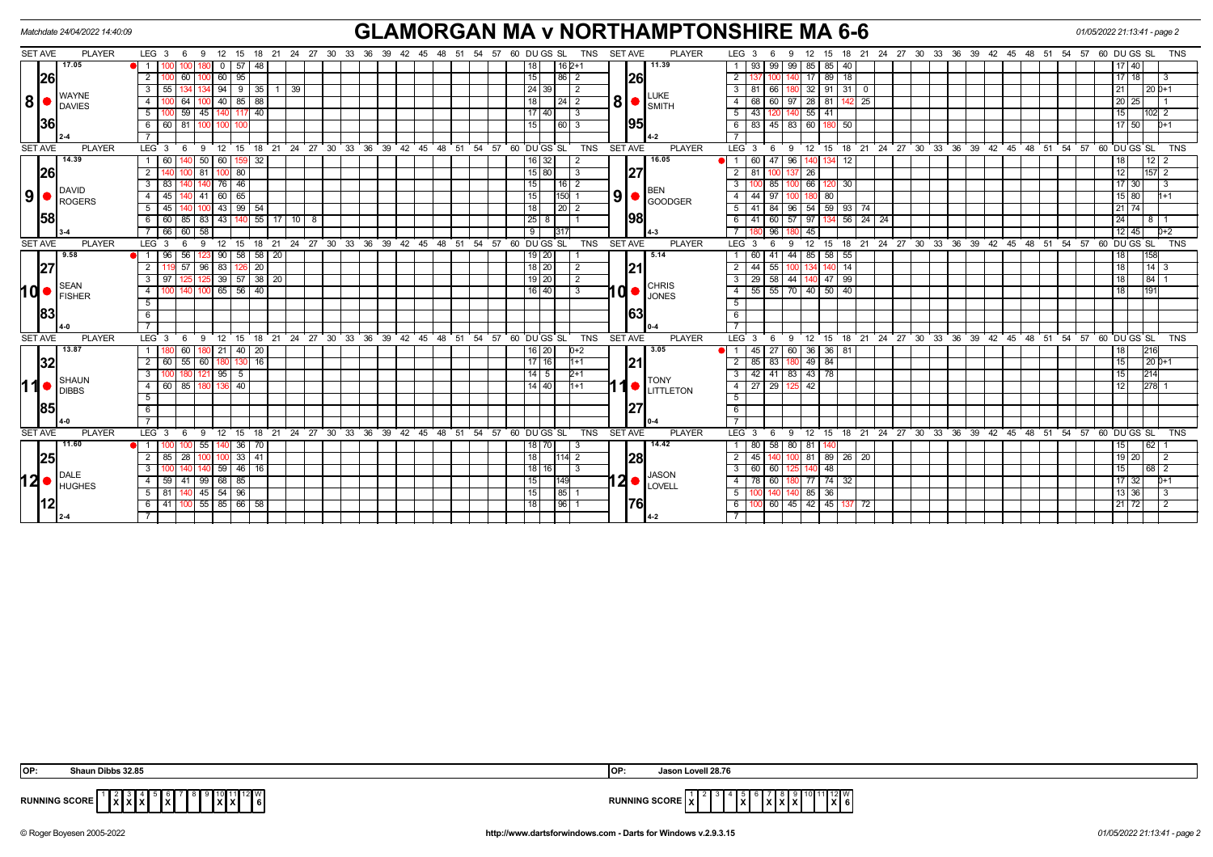Matchdate 24/04/2022 14:40:09

# GLAMORGAN MA v NORTHAMPTONSHIRE MA 6-6

01/05/2022 21:13:41 - page 2

## Set 8: Wayne Davies v Luke Smith

| | WAYNE DAVIES | |
|---|---|---|
| SET AVE | 17.05 | |
| Match avg | 26.36 | 2-4 |

| LEG | 3 | 6 | 9 | 12 | 15 | 18 | 21 | DU | GS | SL | TNS |
|---|---|---|---|---|---|---|---|---|---|---|---|
| 1 | 100 | 100 | 180 | 0 | 57 | 48 | | 18 | | 16 | 2+1 |
| 2 | 100 | 60 | 100 | 60 | 95 | | | 15 | | 86 | 2 |
| 3 | 55 | 134 | 134 | 94 | 9 | 35 | 1 39 | 24 | 39 | | 2 |
| 4 | 100 | 64 | 100 | 40 | 85 | 88 | | 18 | | 24 | 2 |
| 5 | 100 | 59 | 45 | 140 | 117 | 40 | | 17 | 40 | | 3 |
| 6 | 60 | 81 | 100 | 100 | 100 | | | 15 | | 60 | 3 |

| | LUKE SMITH | |
|---|---|---|
| SET AVE | 11.39 | |
| Match avg | 26.95 | 4-2 |

| LEG | 3 | 6 | 9 | 12 | 15 | 18 | 21 | DU | GS | SL | TNS |
|---|---|---|---|---|---|---|---|---|---|---|---|
| 1 | 93 | 99 | 99 | 85 | 85 | 40 | | 17 | 40 | | |
| 2 | 137 | 100 | 140 | 17 | 89 | 18 | | 17 | 18 | | 3 |
| 3 | 81 | 66 | 180 | 32 | 91 | 31 | 0 | 21 | | 20 | 0+1 |
| 4 | 68 | 60 | 97 | 28 | 81 | 142 | 25 | 20 | 25 | | 1 |
| 5 | 43 | 120 | 140 | 55 | 41 | | | 15 | | 102 | 2 |
| 6 | 83 | 45 | 83 | 60 | 180 | 50 | | 17 | 50 | | 0+1 |

## Set 9: David Rogers v Ben Goodger

| | DAVID ROGERS | |
|---|---|---|
| SET AVE | 14.39 | |
| Match avg | 26.58 | 3-4 |

| LEG | 3 | 6 | 9 | 12 | 15 | 18 | 21 | 24 | 27 | DU | GS | SL | TNS |
|---|---|---|---|---|---|---|---|---|---|---|---|---|---|
| 1 | 60 | 140 | 50 | 60 | 159 | 32 | | | | 16 | 32 | | 2 |
| 2 | 140 | 100 | 81 | 100 | 80 | | | | | 15 | 80 | | 3 |
| 3 | 83 | 140 | 140 | 76 | 46 | | | | | 15 | | 16 | 2 |
| 4 | 45 | 140 | 41 | 60 | 65 | | | | | 15 | | 150 | 1 |
| 5 | 45 | 140 | 100 | 43 | 99 | 54 | | | | 18 | | 20 | 2 |
| 6 | 60 | 85 | 83 | 43 | 140 | 55 | 17 | 10 | 8 | 25 | 8 | | 1 |
| 7 | 66 | 60 | 58 | | | | | | | 9 | | 317 | |

| | BEN GOODGER | |
|---|---|---|
| SET AVE | 16.05 | |
| Match avg | 27.98 | 4-3 |

| LEG | 3 | 6 | 9 | 12 | 15 | 18 | 21 | 24 | DU | GS | SL | TNS |
|---|---|---|---|---|---|---|---|---|---|---|---|---|
| 1 | 60 | 47 | 96 | 140 | 134 | 12 | | | 18 | | 12 | 2 |
| 2 | 81 | 100 | 137 | 26 | | | | | 12 | | 157 | 2 |
| 3 | 100 | 85 | 100 | 66 | 120 | 30 | | | 17 | 30 | | 3 |
| 4 | 44 | 97 | 100 | 180 | 80 | | | | 15 | 80 | | 1+1 |
| 5 | 41 | 84 | 96 | 54 | 59 | 93 | 74 | | 21 | 74 | | |
| 6 | 41 | 60 | 57 | 97 | 134 | 56 | 24 | 24 | 24 | | 8 | 1 |
| 7 | 180 | 96 | 180 | 45 | | | | | 12 | 45 | | 0+2 |

## Set 10: Sean Fisher v Chris Jones

| | SEAN FISHER | |
|---|---|---|
| SET AVE | 9.58 | |
| Match avg | 27.83 | 4-0 |

| LEG | 3 | 6 | 9 | 12 | 15 | 18 | 21 | DU | GS | SL | TNS |
|---|---|---|---|---|---|---|---|---|---|---|---|
| 1 | 96 | 56 | 123 | 90 | 58 | 58 | 20 | 19 | 20 | | 1 |
| 2 | 119 | 57 | 96 | 83 | 126 | 20 | | 18 | 20 | | 2 |
| 3 | 97 | 125 | 125 | 39 | 57 | 38 | 20 | 19 | 20 | | 2 |
| 4 | 100 | 140 | 100 | 65 | 56 | 40 | | 16 | 40 | | 3 |

| | CHRIS JONES | |
|---|---|---|
| SET AVE | 5.14 | |
| Match avg | 21.63 | 0-4 |

| LEG | 3 | 6 | 9 | 12 | 15 | 18 | DU | GS | SL | TNS |
|---|---|---|---|---|---|---|---|---|---|---|
| 1 | 60 | 41 | 44 | 85 | 58 | 55 | 18 | | 158 | |
| 2 | 44 | 55 | 100 | 134 | 140 | 14 | 18 | | 14 | 3 |
| 3 | 29 | 58 | 44 | 140 | 47 | 99 | 18 | | 84 | 1 |
| 4 | 55 | 55 | 70 | 40 | 50 | 40 | 18 | | 191 | |

## Set 11: Shaun Dibbs v Tony Littleton

| | SHAUN DIBBS | |
|---|---|---|
| SET AVE | 13.87 | |
| Match avg | 32.85 | 4-0 |

| LEG | 3 | 6 | 9 | 12 | 15 | 18 | DU | GS | SL | TNS |
|---|---|---|---|---|---|---|---|---|---|---|
| 1 | 180 | 60 | 180 | 21 | 40 | 20 | 16 | 20 | | 0+2 |
| 2 | 60 | 55 | 60 | 180 | 130 | 16 | 17 | 16 | | 1+1 |
| 3 | 100 | 180 | 121 | 95 | 5 | | 14 | 5 | | 2+1 |
| 4 | 60 | 85 | 180 | 136 | 40 | | 14 | 40 | | 1+1 |

| | TONY LITTLETON | |
|---|---|---|
| SET AVE | 3.05 | |
| Match avg | 21.27 | 0-4 |

| LEG | 3 | 6 | 9 | 12 | 15 | 18 | DU | GS | SL | TNS |
|---|---|---|---|---|---|---|---|---|---|---|
| 1 | 45 | 27 | 60 | 36 | 36 | 81 | 18 | | 216 | |
| 2 | 85 | 83 | 180 | 49 | 84 | | 15 | | 20 | 0+1 |
| 3 | 42 | 41 | 83 | 43 | 78 | | 15 | | 214 | |
| 4 | 27 | 29 | 125 | 42 | | | 12 | | 278 | 1 |

## Set 12: Dale Hughes v Jason Lovell

| | DALE HUGHES | |
|---|---|---|
| SET AVE | 11.60 | |
| Match avg | 25.12 | 2-4 |

| LEG | 3 | 6 | 9 | 12 | 15 | 18 | DU | GS | SL | TNS |
|---|---|---|---|---|---|---|---|---|---|---|
| 1 | 100 | 100 | 55 | 140 | 36 | 70 | 18 | 70 | | 3 |
| 2 | 85 | 28 | 100 | 100 | 33 | 41 | 18 | | 114 | 2 |
| 3 | 100 | 140 | 140 | 59 | 46 | 16 | 18 | 16 | | 3 |
| 4 | 59 | 41 | 99 | 68 | 85 | | 15 | | 149 | |
| 5 | 81 | 140 | 45 | 54 | 96 | | 15 | | 85 | 1 |
| 6 | 41 | 100 | 55 | 85 | 66 | 58 | 18 | | 96 | 1 |

| | JASON LOVELL | |
|---|---|---|
| SET AVE | 14.42 | |
| Match avg | 28.76 | 4-2 |

| LEG | 3 | 6 | 9 | 12 | 15 | 18 | 21 | DU | GS | SL | TNS |
|---|---|---|---|---|---|---|---|---|---|---|---|
| 1 | 80 | 58 | 80 | 81 | 140 | | | 15 | | 62 | 1 |
| 2 | 45 | 140 | 100 | 81 | 89 | 26 | 20 | 19 | 20 | | 2 |
| 3 | 60 | 60 | 125 | 140 | 48 | | | 15 | | 68 | 2 |
| 4 | 78 | 60 | 180 | 77 | 74 | 32 | | 17 | 32 | | 0+1 |
| 5 | 100 | 140 | 140 | 85 | 36 | | | 13 | 36 | | 3 |
| 6 | 100 | 60 | 45 | 42 | 45 | 137 | 72 | 21 | 72 | | 2 |

**OP:** Shaun Dibbs 32.85

**OP:** Jason Lovell 28.76

**RUNNING SCORE (Glamorgan MA)**

| 1 | 2 | 3 | 4 | 5 | 6 | 7 | 8 | 9 | 10 | 11 | 12 | W |
|---|---|---|---|---|---|---|---|---|---|---|---|---|
| | X | X | X | | X | | | | X | X | | 6 |

**RUNNING SCORE (Northamptonshire MA)**

| 1 | 2 | 3 | 4 | 5 | 6 | 7 | 8 | 9 | 10 | 11 | 12 | W |
|---|---|---|---|---|---|---|---|---|---|---|---|---|
| X | | | | X | | X | X | X | | | X | 6 |

© Roger Boyesen 2005-2022 — http://www.dartsforwindows.com - Darts for Windows v.2.9.3.15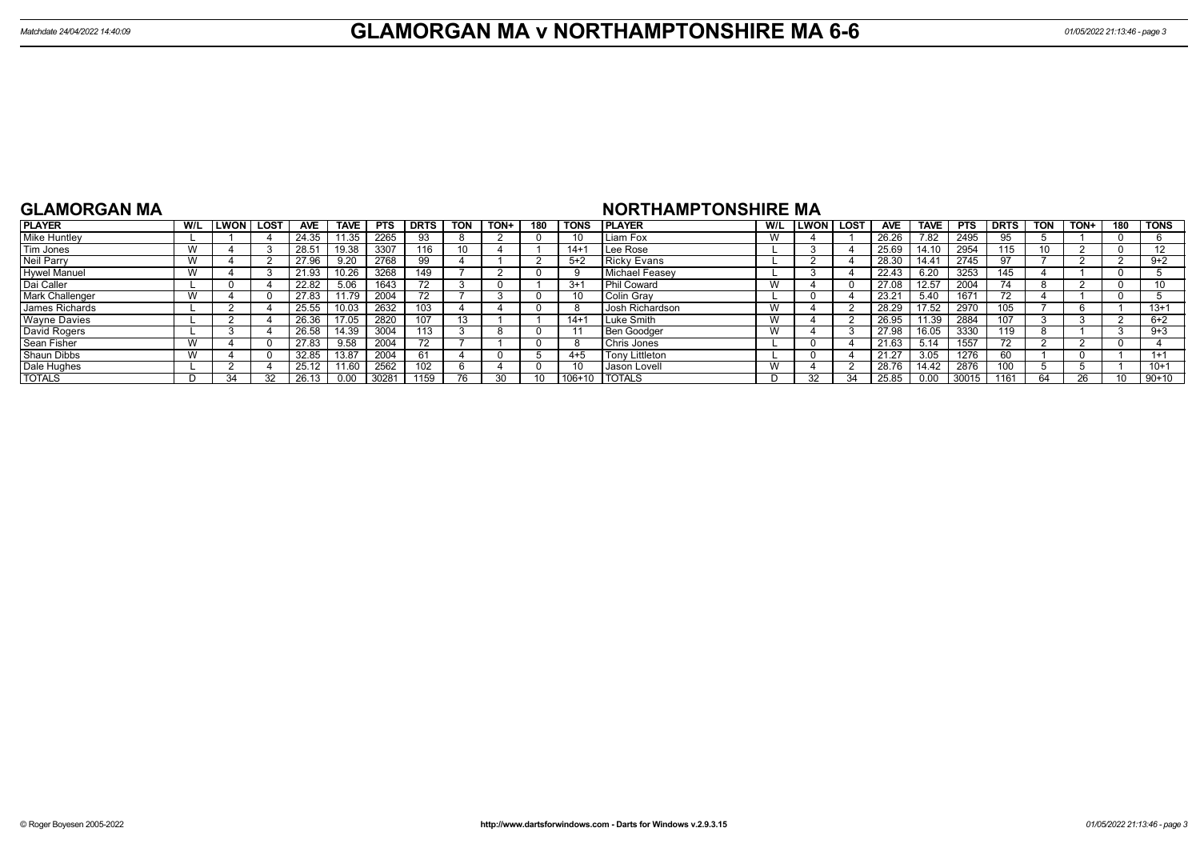# GLAMORGAN MA v NORTHAMPTONSHIRE MA 6-6

Matchdate 24/04/2022 14:40:09

## GLAMORGAN MA

| PLAYER | W/L | LWON | LOST | AVE | TAVE | PTS | DRTS | TON | TON+ | 180 | TONS |
|---|---|---|---|---|---|---|---|---|---|---|---|
| Mike Huntley | L | 1 | 4 | 24.35 | 11.35 | 2265 | 93 | 8 | 2 | 0 | 10 |
| Tim Jones | W | 4 | 3 | 28.51 | 19.38 | 3307 | 116 | 10 | 4 | 1 | 14+1 |
| Neil Parry | W | 4 | 2 | 27.96 | 9.20 | 2768 | 99 | 4 | 1 | 2 | 5+2 |
| Hywel Manuel | W | 4 | 3 | 21.93 | 10.26 | 3268 | 149 | 7 | 2 | 0 | 9 |
| Dai Caller | L | 0 | 4 | 22.82 | 5.06 | 1643 | 72 | 3 | 0 | 1 | 3+1 |
| Mark Challenger | W | 4 | 0 | 27.83 | 11.79 | 2004 | 72 | 7 | 3 | 0 | 10 |
| James Richards | L | 2 | 4 | 25.55 | 10.03 | 2632 | 103 | 4 | 4 | 0 | 8 |
| Wayne Davies | L | 2 | 4 | 26.36 | 17.05 | 2820 | 107 | 13 | 1 | 1 | 14+1 |
| David Rogers | L | 3 | 4 | 26.58 | 14.39 | 3004 | 113 | 3 | 8 | 0 | 11 |
| Sean Fisher | W | 4 | 0 | 27.83 | 9.58 | 2004 | 72 | 7 | 1 | 0 | 8 |
| Shaun Dibbs | W | 4 | 0 | 32.85 | 13.87 | 2004 | 61 | 4 | 0 | 5 | 4+5 |
| Dale Hughes | L | 2 | 4 | 25.12 | 11.60 | 2562 | 102 | 6 | 4 | 0 | 10 |
| TOTALS | D | 34 | 32 | 26.13 | 0.00 | 30281 | 1159 | 76 | 30 | 10 | 106+10 |

## NORTHAMPTONSHIRE MA

| PLAYER | W/L | LWON | LOST | AVE | TAVE | PTS | DRTS | TON | TON+ | 180 | TONS |
|---|---|---|---|---|---|---|---|---|---|---|---|
| Liam Fox | W | 4 | 1 | 26.26 | 7.82 | 2495 | 95 | 5 | 1 | 0 | 6 |
| Lee Rose | L | 3 | 4 | 25.69 | 14.10 | 2954 | 115 | 10 | 2 | 0 | 12 |
| Ricky Evans | L | 2 | 4 | 28.30 | 14.41 | 2745 | 97 | 7 | 2 | 2 | 9+2 |
| Michael Feasey | L | 3 | 4 | 22.43 | 6.20 | 3253 | 145 | 4 | 1 | 0 | 5 |
| Phil Coward | W | 4 | 0 | 27.08 | 12.57 | 2004 | 74 | 8 | 2 | 0 | 10 |
| Colin Gray | L | 0 | 4 | 23.21 | 5.40 | 1671 | 72 | 4 | 1 | 0 | 5 |
| Josh Richardson | W | 4 | 2 | 28.29 | 17.52 | 2970 | 105 | 7 | 6 | 1 | 13+1 |
| Luke Smith | W | 4 | 2 | 26.95 | 11.39 | 2884 | 107 | 3 | 3 | 2 | 6+2 |
| Ben Goodger | W | 4 | 3 | 27.98 | 16.05 | 3330 | 119 | 8 | 1 | 3 | 9+3 |
| Chris Jones | L | 0 | 4 | 21.63 | 5.14 | 1557 | 72 | 2 | 2 | 0 | 4 |
| Tony Littleton | L | 0 | 4 | 21.27 | 3.05 | 1276 | 60 | 1 | 0 | 1 | 1+1 |
| Jason Lovell | W | 4 | 2 | 28.76 | 14.42 | 2876 | 100 | 5 | 5 | 1 | 10+1 |
| TOTALS | D | 32 | 34 | 25.85 | 0.00 | 30015 | 1161 | 64 | 26 | 10 | 90+10 |